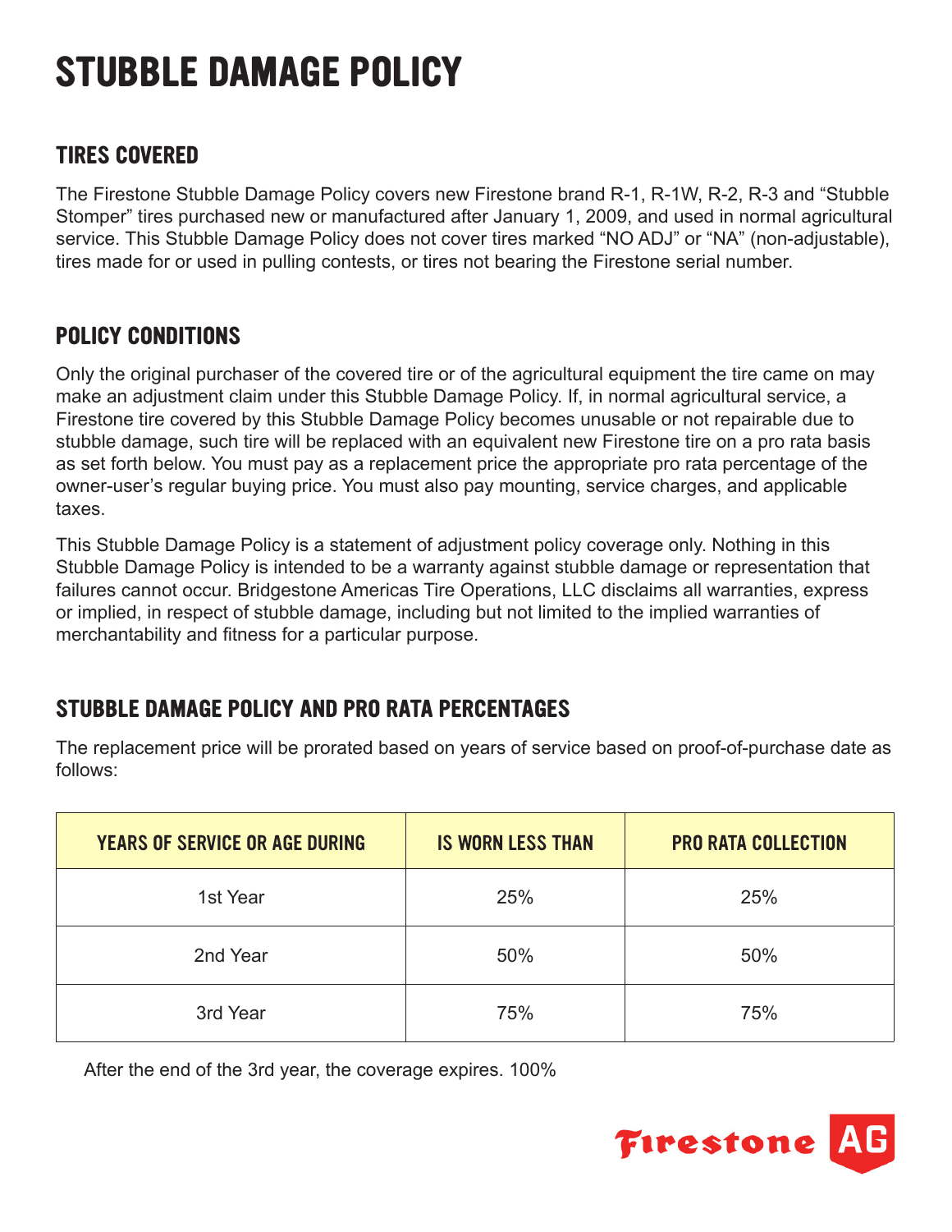# STUBBLE DAMAGE POLICY

## TIRES COVERED

The Firestone Stubble Damage Policy covers new Firestone brand R-1, R-1W, R-2, R-3 and "Stubble Stomper" tires purchased new or manufactured after January 1, 2009, and used in normal agricultural service. This Stubble Damage Policy does not cover tires marked "NO ADJ" or "NA" (non-adjustable), tires made for or used in pulling contests, or tires not bearing the Firestone serial number.

## POLICY CONDITIONS

Only the original purchaser of the covered tire or of the agricultural equipment the tire came on may make an adjustment claim under this Stubble Damage Policy. If, in normal agricultural service, a Firestone tire covered by this Stubble Damage Policy becomes unusable or not repairable due to stubble damage, such tire will be replaced with an equivalent new Firestone tire on a pro rata basis as set forth below. You must pay as a replacement price the appropriate pro rata percentage of the owner-user's regular buying price. You must also pay mounting, service charges, and applicable taxes.

This Stubble Damage Policy is a statement of adjustment policy coverage only. Nothing in this Stubble Damage Policy is intended to be a warranty against stubble damage or representation that failures cannot occur. Bridgestone Americas Tire Operations, LLC disclaims all warranties, express or implied, in respect of stubble damage, including but not limited to the implied warranties of merchantability and fitness for a particular purpose.

## STUBBLE DAMAGE POLICY AND PRO RATA PERCENTAGES

The replacement price will be prorated based on years of service based on proof-of-purchase date as follows:

| YEARS OF SERVICE OR AGE DURING | IS WORN LESS THAN | PRO RATA COLLECTION |
|---|---|---|
| 1st Year | 25% | 25% |
| 2nd Year | 50% | 50% |
| 3rd Year | 75% | 75% |

After the end of the 3rd year, the coverage expires. 100%

Firestone AG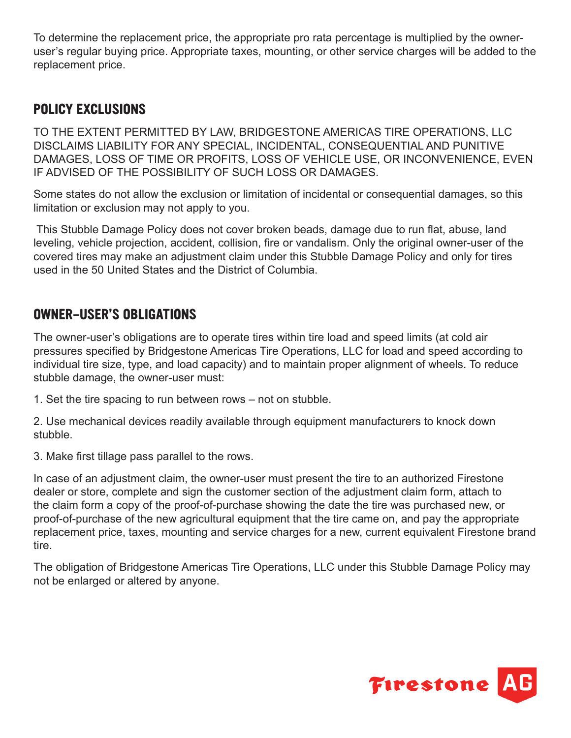To determine the replacement price, the appropriate pro rata percentage is multiplied by the owner-user's regular buying price. Appropriate taxes, mounting, or other service charges will be added to the replacement price.

## POLICY EXCLUSIONS

TO THE EXTENT PERMITTED BY LAW, BRIDGESTONE AMERICAS TIRE OPERATIONS, LLC DISCLAIMS LIABILITY FOR ANY SPECIAL, INCIDENTAL, CONSEQUENTIAL AND PUNITIVE DAMAGES, LOSS OF TIME OR PROFITS, LOSS OF VEHICLE USE, OR INCONVENIENCE, EVEN IF ADVISED OF THE POSSIBILITY OF SUCH LOSS OR DAMAGES.

Some states do not allow the exclusion or limitation of incidental or consequential damages, so this limitation or exclusion may not apply to you.

This Stubble Damage Policy does not cover broken beads, damage due to run flat, abuse, land leveling, vehicle projection, accident, collision, fire or vandalism. Only the original owner-user of the covered tires may make an adjustment claim under this Stubble Damage Policy and only for tires used in the 50 United States and the District of Columbia.

## OWNER-USER'S OBLIGATIONS

The owner-user's obligations are to operate tires within tire load and speed limits (at cold air pressures specified by Bridgestone Americas Tire Operations, LLC for load and speed according to individual tire size, type, and load capacity) and to maintain proper alignment of wheels. To reduce stubble damage, the owner-user must:

1. Set the tire spacing to run between rows – not on stubble.

2. Use mechanical devices readily available through equipment manufacturers to knock down stubble.

3. Make first tillage pass parallel to the rows.

In case of an adjustment claim, the owner-user must present the tire to an authorized Firestone dealer or store, complete and sign the customer section of the adjustment claim form, attach to the claim form a copy of the proof-of-purchase showing the date the tire was purchased new, or proof-of-purchase of the new agricultural equipment that the tire came on, and pay the appropriate replacement price, taxes, mounting and service charges for a new, current equivalent Firestone brand tire.

The obligation of Bridgestone Americas Tire Operations, LLC under this Stubble Damage Policy may not be enlarged or altered by anyone.

Firestone AG